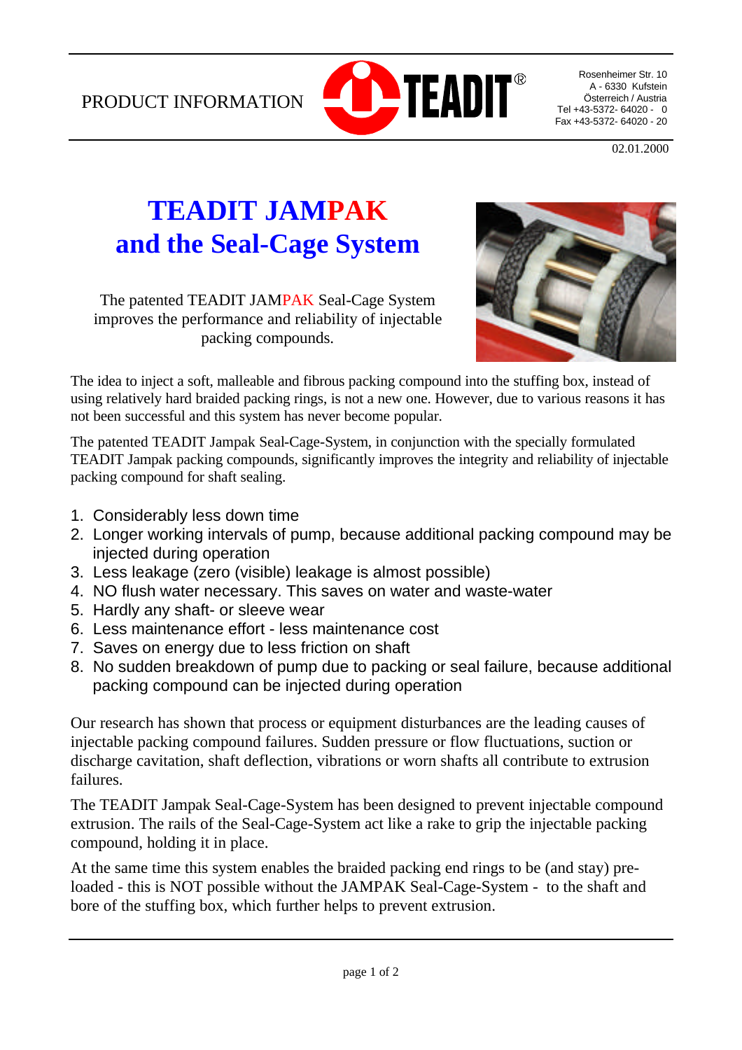PRODUCT INFORMATION

Rosenheimer Str. 10
A - 6330 Kufstein
Österreich / Austria
Tel +43-5372- 64020 - 0
Fax +43-5372- 64020 - 20

02.01.2000

# TEADIT JAMPAK and the Seal-Cage System

The patented TEADIT JAMPAK Seal-Cage System improves the performance and reliability of injectable packing compounds.

The idea to inject a soft, malleable and fibrous packing compound into the stuffing box, instead of using relatively hard braided packing rings, is not a new one. However, due to various reasons it has not been successful and this system has never become popular.

The patented TEADIT Jampak Seal-Cage-System, in conjunction with the specially formulated TEADIT Jampak packing compounds, significantly improves the integrity and reliability of injectable packing compound for shaft sealing.

1. Considerably less down time
2. Longer working intervals of pump, because additional packing compound may be injected during operation
3. Less leakage (zero (visible) leakage is almost possible)
4. NO flush water necessary. This saves on water and waste-water
5. Hardly any shaft- or sleeve wear
6. Less maintenance effort - less maintenance cost
7. Saves on energy due to less friction on shaft
8. No sudden breakdown of pump due to packing or seal failure, because additional packing compound can be injected during operation

Our research has shown that process or equipment disturbances are the leading causes of injectable packing compound failures. Sudden pressure or flow fluctuations, suction or discharge cavitation, shaft deflection, vibrations or worn shafts all contribute to extrusion failures.

The TEADIT Jampak Seal-Cage-System has been designed to prevent injectable compound extrusion. The rails of the Seal-Cage-System act like a rake to grip the injectable packing compound, holding it in place.

At the same time this system enables the braided packing end rings to be (and stay) pre-loaded - this is NOT possible without the JAMPAK Seal-Cage-System - to the shaft and bore of the stuffing box, which further helps to prevent extrusion.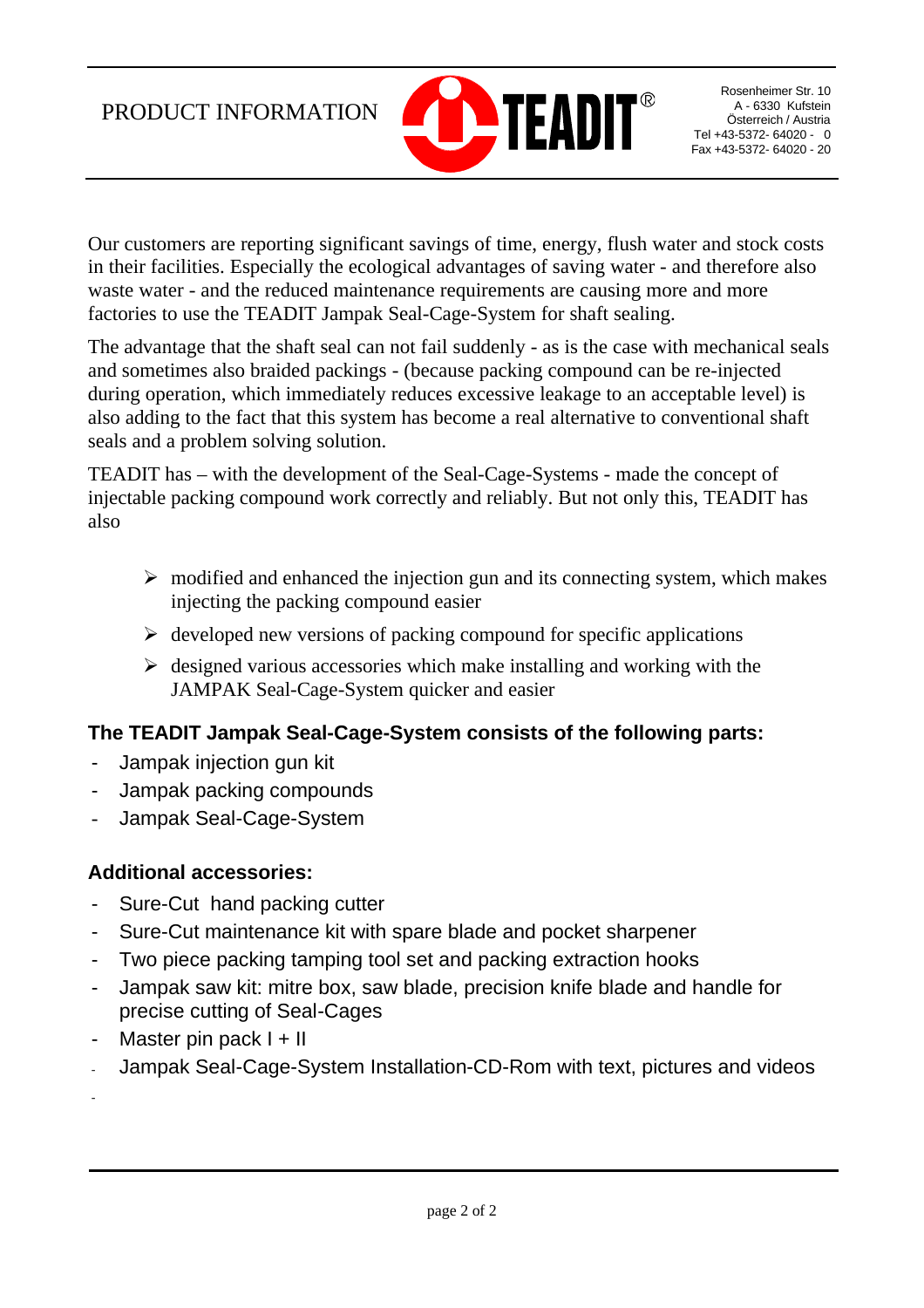Our customers are reporting significant savings of time, energy, flush water and stock costs in their facilities. Especially the ecological advantages of saving water - and therefore also waste water - and the reduced maintenance requirements are causing more and more factories to use the TEADIT Jampak Seal-Cage-System for shaft sealing.

The advantage that the shaft seal can not fail suddenly - as is the case with mechanical seals and sometimes also braided packings - (because packing compound can be re-injected during operation, which immediately reduces excessive leakage to an acceptable level) is also adding to the fact that this system has become a real alternative to conventional shaft seals and a problem solving solution.

TEADIT has – with the development of the Seal-Cage-Systems - made the concept of injectable packing compound work correctly and reliably. But not only this, TEADIT has also

- modified and enhanced the injection gun and its connecting system, which makes injecting the packing compound easier
- developed new versions of packing compound for specific applications
- designed various accessories which make installing and working with the JAMPAK Seal-Cage-System quicker and easier

**The TEADIT Jampak Seal-Cage-System consists of the following parts:**

- Jampak injection gun kit
- Jampak packing compounds
- Jampak Seal-Cage-System

**Additional accessories:**

- Sure-Cut hand packing cutter
- Sure-Cut maintenance kit with spare blade and pocket sharpener
- Two piece packing tamping tool set and packing extraction hooks
- Jampak saw kit: mitre box, saw blade, precision knife blade and handle for precise cutting of Seal-Cages
- Master pin pack I + II
- Jampak Seal-Cage-System Installation-CD-Rom with text, pictures and videos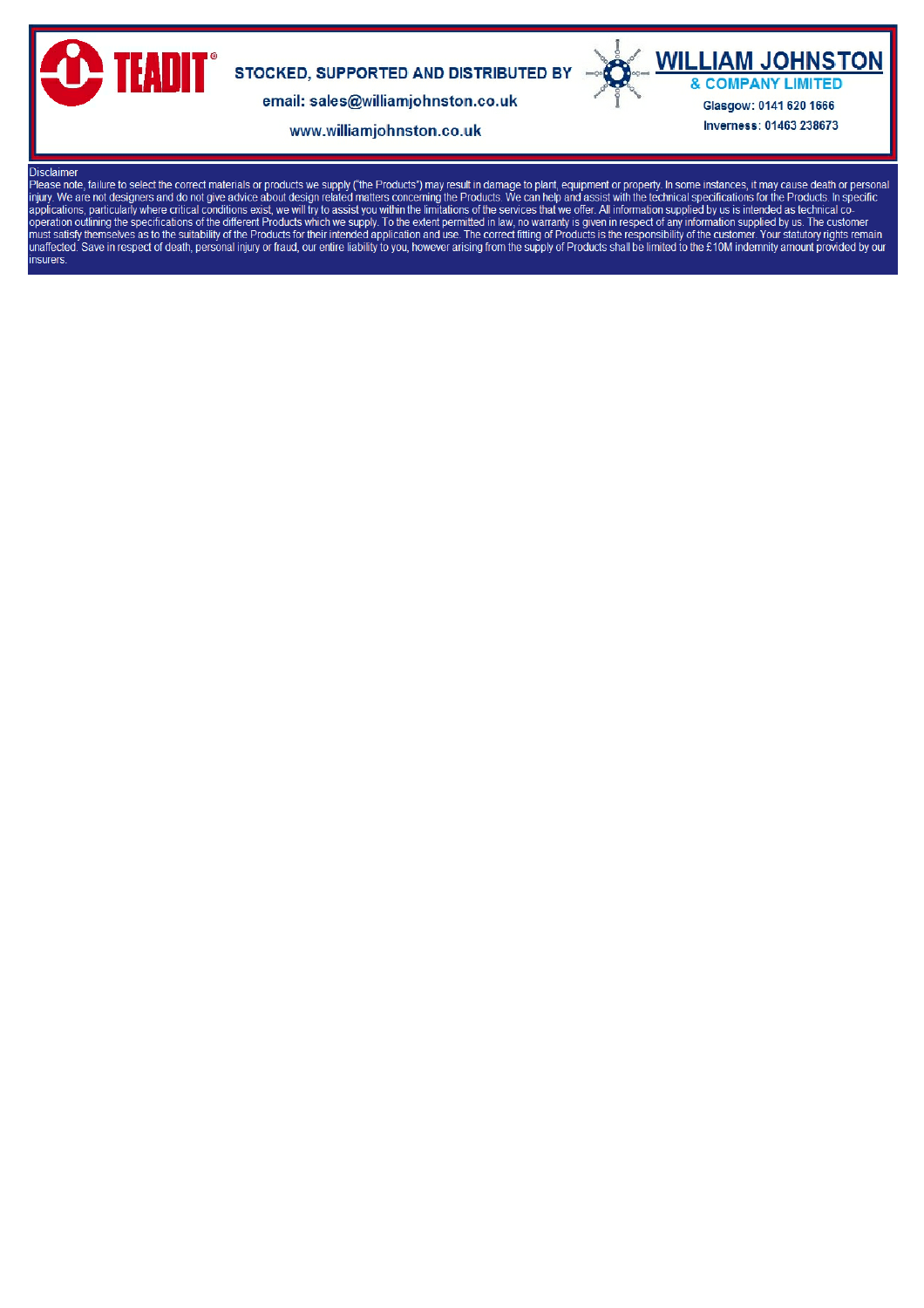TEADIT®

STOCKED, SUPPORTED AND DISTRIBUTED BY

email: sales@williamjohnston.co.uk

www.williamjohnston.co.uk

**WILLIAM JOHNSTON**

**& COMPANY LIMITED**

Glasgow: 0141 620 1666

Inverness: 01463 238673

Disclaimer

Please note, failure to select the correct materials or products we supply ("the Products") may result in damage to plant, equipment or property. In some instances, it may cause death or personal injury. We are not designers and do not give advice about design related matters concerning the Products. We can help and assist with the technical specifications for the Products. In specific applications, particularly where critical conditions exist, we will try to assist you within the limitations of the services that we offer. All information supplied by us is intended as technical co-operation outlining the specifications of the different Products which we supply. To the extent permitted in law, no warranty is given in respect of any information supplied by us. The customer must satisfy themselves as to the suitability of the Products for their intended application and use. The correct fitting of Products is the responsibility of the customer. Your statutory rights remain unaffected. Save in respect of death, personal injury or fraud, our entire liability to you, however arising from the supply of Products shall be limited to the £10M indemnity amount provided by our insurers.